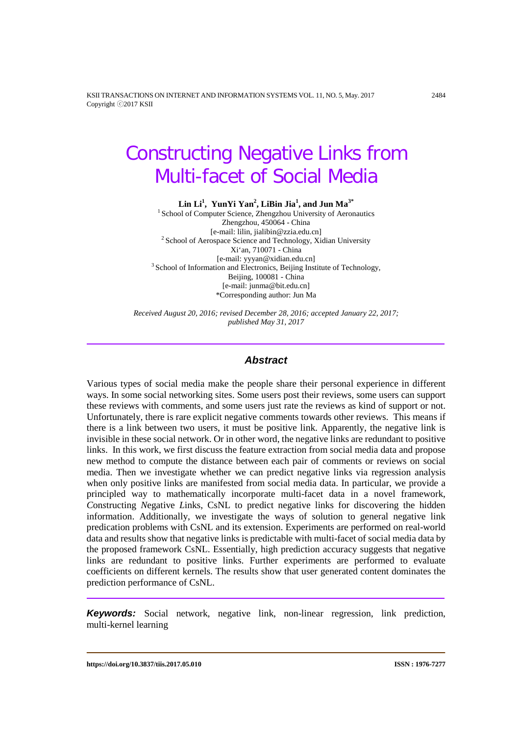# Constructing Negative Links from Multi-facet of Social Media

**Lin Li[1], YunYi Yan[2], LiBin Jia[1], and Jun Ma[3*]**

[1] School of Computer Science, Zhengzhou University of Aeronautics
Zhengzhou, 450064 - China
[e-mail: lilin, jialibin@zzia.edu.cn]

[2] School of Aerospace Science and Technology, Xidian University
Xi'an, 710071 - China
[e-mail: yyyan@xidian.edu.cn]

[3] School of Information and Electronics, Beijing Institute of Technology,
Beijing, 100081 - China
[e-mail: junma@bit.edu.cn]

*Corresponding author: Jun Ma

*Received August 20, 2016; revised December 28, 2016; accepted January 22, 2017; published May 31, 2017*

## Abstract

Various types of social media make the people share their personal experience in different ways. In some social networking sites. Some users post their reviews, some users can support these reviews with comments, and some users just rate the reviews as kind of support or not. Unfortunately, there is rare explicit negative comments towards other reviews. This means if there is a link between two users, it must be positive link. Apparently, the negative link is invisible in these social network. Or in other word, the negative links are redundant to positive links. In this work, we first discuss the feature extraction from social media data and propose new method to compute the distance between each pair of comments or reviews on social media. Then we investigate whether we can predict negative links via regression analysis when only positive links are manifested from social media data. In particular, we provide a principled way to mathematically incorporate multi-facet data in a novel framework, *C*onstructing *N*egative *L*inks, CsNL to predict negative links for discovering the hidden information. Additionally, we investigate the ways of solution to general negative link predication problems with CsNL and its extension. Experiments are performed on real-world data and results show that negative links is predictable with multi-facet of social media data by the proposed framework CsNL. Essentially, high prediction accuracy suggests that negative links are redundant to positive links. Further experiments are performed to evaluate coefficients on different kernels. The results show that user generated content dominates the prediction performance of CsNL.

***Keywords:*** Social network, negative link, non-linear regression, link prediction, multi-kernel learning

**https://doi.org/10.3837/tiis.2017.05.010** **ISSN : 1976-7277**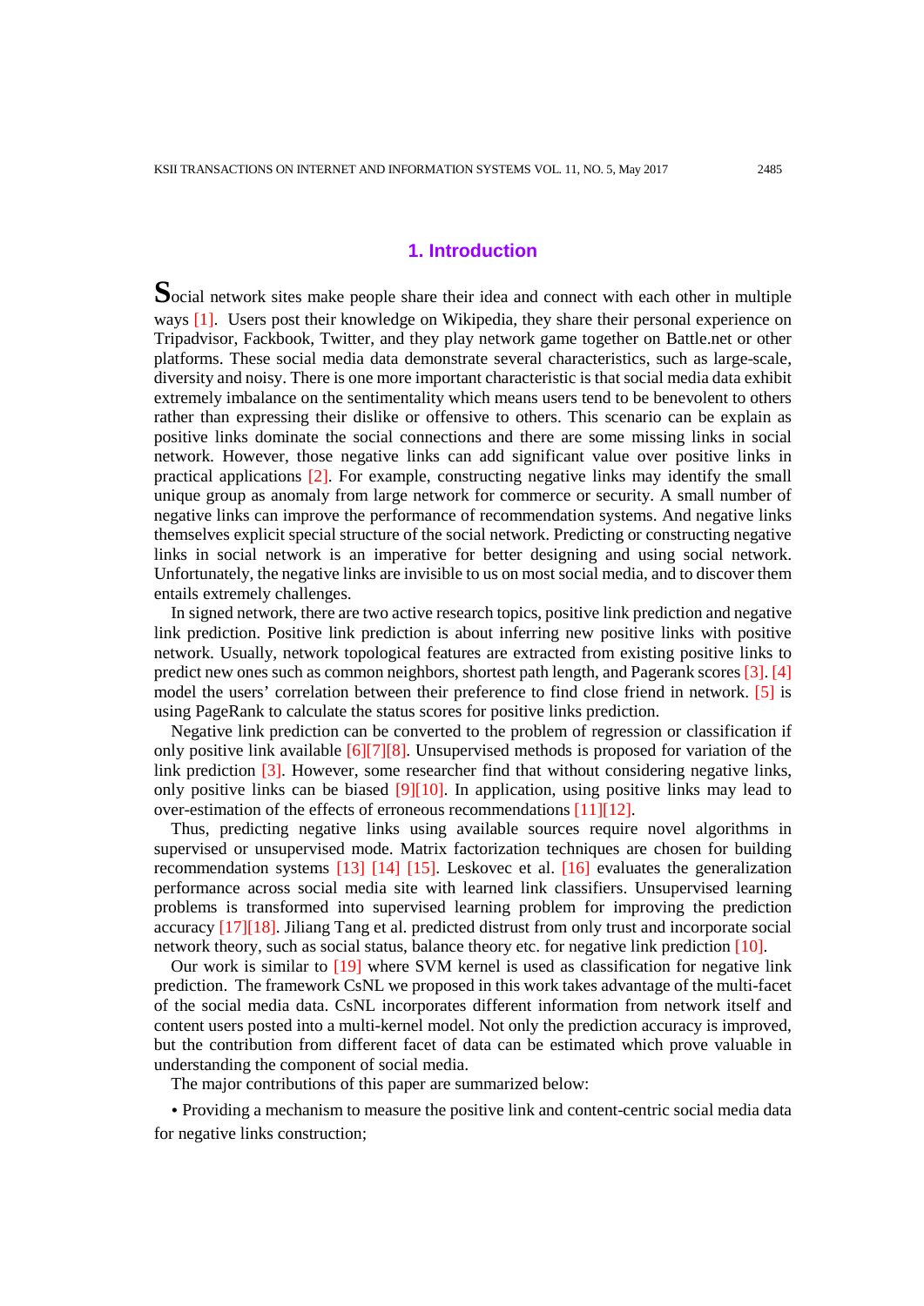## 1. Introduction

Social network sites make people share their idea and connect with each other in multiple ways [1]. Users post their knowledge on Wikipedia, they share their personal experience on Tripadvisor, Fackbook, Twitter, and they play network game together on Battle.net or other platforms. These social media data demonstrate several characteristics, such as large-scale, diversity and noisy. There is one more important characteristic is that social media data exhibit extremely imbalance on the sentimentality which means users tend to be benevolent to others rather than expressing their dislike or offensive to others. This scenario can be explain as positive links dominate the social connections and there are some missing links in social network. However, those negative links can add significant value over positive links in practical applications [2]. For example, constructing negative links may identify the small unique group as anomaly from large network for commerce or security. A small number of negative links can improve the performance of recommendation systems. And negative links themselves explicit special structure of the social network. Predicting or constructing negative links in social network is an imperative for better designing and using social network. Unfortunately, the negative links are invisible to us on most social media, and to discover them entails extremely challenges.

In signed network, there are two active research topics, positive link prediction and negative link prediction. Positive link prediction is about inferring new positive links with positive network. Usually, network topological features are extracted from existing positive links to predict new ones such as common neighbors, shortest path length, and Pagerank scores [3]. [4] model the users' correlation between their preference to find close friend in network. [5] is using PageRank to calculate the status scores for positive links prediction.

Negative link prediction can be converted to the problem of regression or classification if only positive link available [6][7][8]. Unsupervised methods is proposed for variation of the link prediction [3]. However, some researcher find that without considering negative links, only positive links can be biased [9][10]. In application, using positive links may lead to over-estimation of the effects of erroneous recommendations [11][12].

Thus, predicting negative links using available sources require novel algorithms in supervised or unsupervised mode. Matrix factorization techniques are chosen for building recommendation systems [13] [14] [15]. Leskovec et al. [16] evaluates the generalization performance across social media site with learned link classifiers. Unsupervised learning problems is transformed into supervised learning problem for improving the prediction accuracy [17][18]. Jiliang Tang et al. predicted distrust from only trust and incorporate social network theory, such as social status, balance theory etc. for negative link prediction [10].

Our work is similar to [19] where SVM kernel is used as classification for negative link prediction. The framework CsNL we proposed in this work takes advantage of the multi-facet of the social media data. CsNL incorporates different information from network itself and content users posted into a multi-kernel model. Not only the prediction accuracy is improved, but the contribution from different facet of data can be estimated which prove valuable in understanding the component of social media.

The major contributions of this paper are summarized below:

- Providing a mechanism to measure the positive link and content-centric social media data for negative links construction;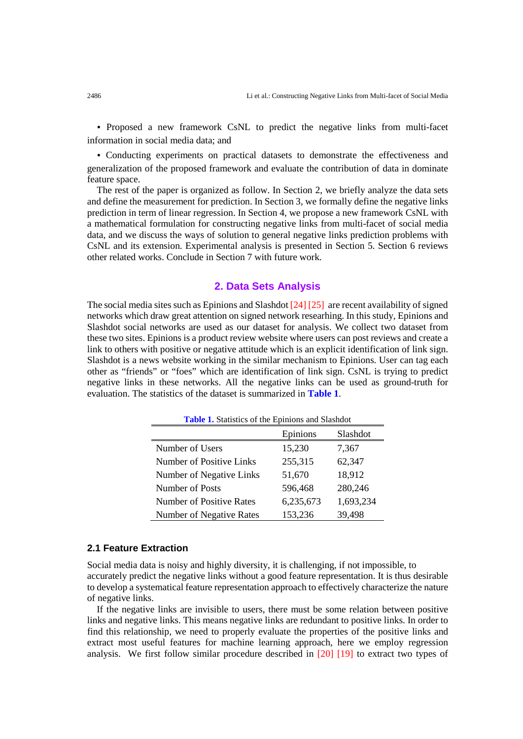• Proposed a new framework CsNL to predict the negative links from multi-facet information in social media data; and

• Conducting experiments on practical datasets to demonstrate the effectiveness and generalization of the proposed framework and evaluate the contribution of data in dominate feature space.

The rest of the paper is organized as follow. In Section 2, we briefly analyze the data sets and define the measurement for prediction. In Section 3, we formally define the negative links prediction in term of linear regression. In Section 4, we propose a new framework CsNL with a mathematical formulation for constructing negative links from multi-facet of social media data, and we discuss the ways of solution to general negative links prediction problems with CsNL and its extension. Experimental analysis is presented in Section 5. Section 6 reviews other related works. Conclude in Section 7 with future work.

## 2. Data Sets Analysis

The social media sites such as Epinions and Slashdot [24] [25] are recent availability of signed networks which draw great attention on signed network researhing. In this study, Epinions and Slashdot social networks are used as our dataset for analysis. We collect two dataset from these two sites. Epinions is a product review website where users can post reviews and create a link to others with positive or negative attitude which is an explicit identification of link sign. Slashdot is a news website working in the similar mechanism to Epinions. User can tag each other as "friends" or "foes" which are identification of link sign. CsNL is trying to predict negative links in these networks. All the negative links can be used as ground-truth for evaluation. The statistics of the dataset is summarized in **Table 1**.

**Table 1.** Statistics of the Epinions and Slashdot

| | Epinions | Slashdot |
|---|---|---|
| Number of Users | 15,230 | 7,367 |
| Number of Positive Links | 255,315 | 62,347 |
| Number of Negative Links | 51,670 | 18,912 |
| Number of Posts | 596,468 | 280,246 |
| Number of Positive Rates | 6,235,673 | 1,693,234 |
| Number of Negative Rates | 153,236 | 39,498 |

### 2.1 Feature Extraction

Social media data is noisy and highly diversity, it is challenging, if not impossible, to accurately predict the negative links without a good feature representation. It is thus desirable to develop a systematical feature representation approach to effectively characterize the nature of negative links.

If the negative links are invisible to users, there must be some relation between positive links and negative links. This means negative links are redundant to positive links. In order to find this relationship, we need to properly evaluate the properties of the positive links and extract most useful features for machine learning approach, here we employ regression analysis. We first follow similar procedure described in [20] [19] to extract two types of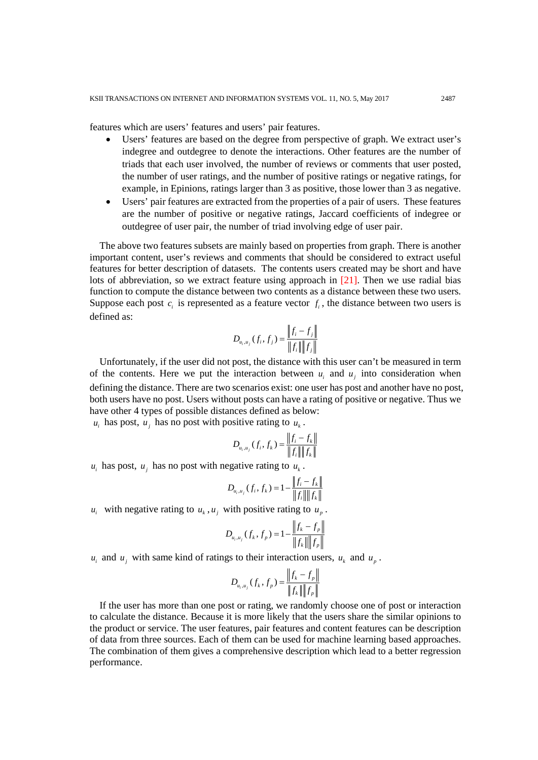features which are users' features and users' pair features.

- Users' features are based on the degree from perspective of graph. We extract user's indegree and outdegree to denote the interactions. Other features are the number of triads that each user involved, the number of reviews or comments that user posted, the number of user ratings, and the number of positive ratings or negative ratings, for example, in Epinions, ratings larger than 3 as positive, those lower than 3 as negative.
- Users' pair features are extracted from the properties of a pair of users. These features are the number of positive or negative ratings, Jaccard coefficients of indegree or outdegree of user pair, the number of triad involving edge of user pair.

The above two features subsets are mainly based on properties from graph. There is another important content, user's reviews and comments that should be considered to extract useful features for better description of datasets. The contents users created may be short and have lots of abbreviation, so we extract feature using approach in [21]. Then we use radial bias function to compute the distance between two contents as a distance between these two users. Suppose each post $c_i$ is represented as a feature vector $f_i$, the distance between two users is defined as:

$$D_{u_i,u_j}(f_i, f_j) = \frac{\|f_i - f_j\|}{\|f_i\|\|f_j\|}$$

Unfortunately, if the user did not post, the distance with this user can't be measured in term of the contents. Here we put the interaction between $u_i$ and $u_j$ into consideration when defining the distance. There are two scenarios exist: one user has post and another have no post, both users have no post. Users without posts can have a rating of positive or negative. Thus we have other 4 types of possible distances defined as below:

$u_i$ has post, $u_j$ has no post with positive rating to $u_k$.

$$D_{u_i,u_j}(f_i, f_k) = \frac{\|f_i - f_k\|}{\|f_i\|\|f_k\|}$$

$u_i$ has post, $u_j$ has no post with negative rating to $u_k$.

$$D_{u_i,u_j}(f_i, f_k) = 1 - \frac{\|f_i - f_k\|}{\|f_i\|\|f_k\|}$$

$u_i$ with negative rating to $u_k$, $u_j$ with positive rating to $u_p$.

$$D_{u_i,u_j}(f_k, f_p) = 1 - \frac{\|f_k - f_p\|}{\|f_k\|\|f_p\|}$$

$u_i$ and $u_j$ with same kind of ratings to their interaction users, $u_k$ and $u_p$.

$$D_{u_i,u_j}(f_k, f_p) = \frac{\|f_k - f_p\|}{\|f_k\|\|f_p\|}$$

If the user has more than one post or rating, we randomly choose one of post or interaction to calculate the distance. Because it is more likely that the users share the similar opinions to the product or service. The user features, pair features and content features can be description of data from three sources. Each of them can be used for machine learning based approaches. The combination of them gives a comprehensive description which lead to a better regression performance.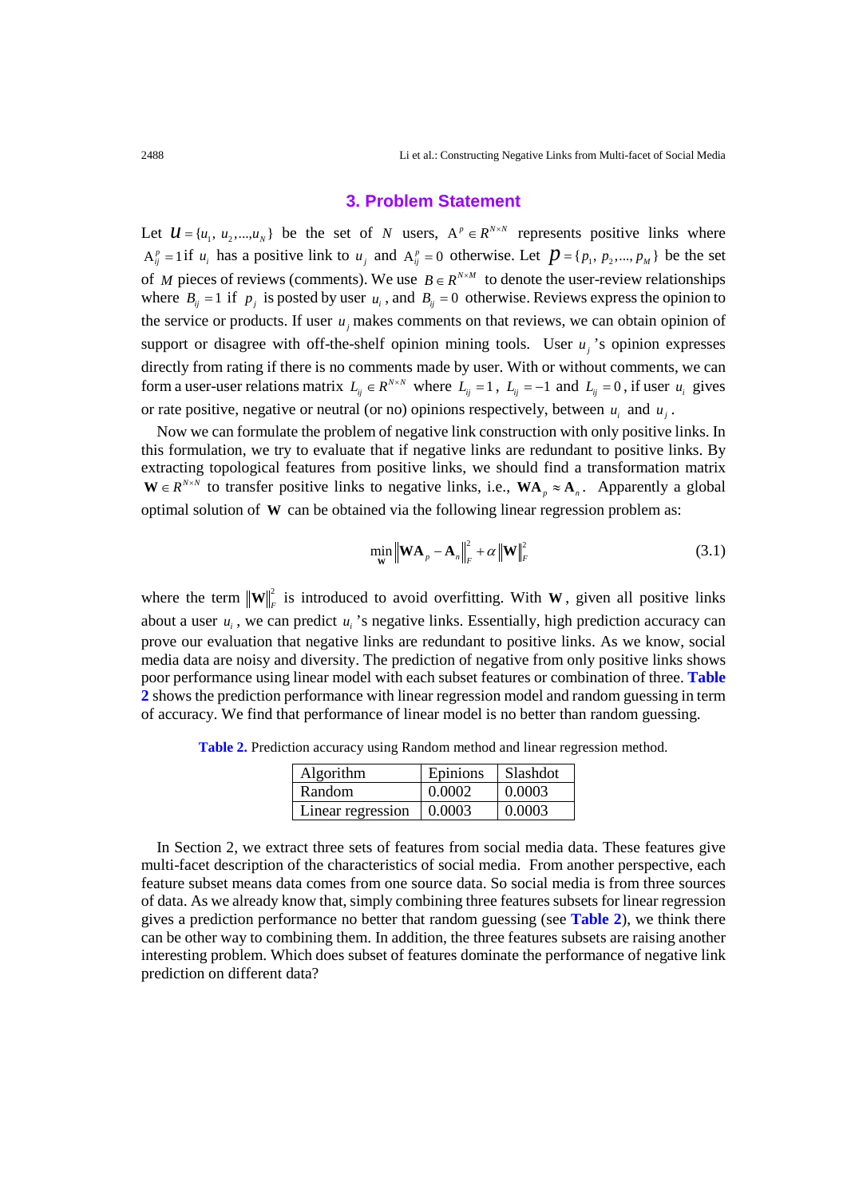## 3. Problem Statement

Let $U = \{u_1, u_2, ..., u_N\}$ be the set of $N$ users, $A^p \in R^{N \times N}$ represents positive links where $A_{ij}^p = 1$ if $u_i$ has a positive link to $u_j$ and $A_{ij}^p = 0$ otherwise. Let $p = \{p_1, p_2, ..., p_M\}$ be the set of $M$ pieces of reviews (comments). We use $B \in R^{N \times M}$ to denote the user-review relationships where $B_{ij} = 1$ if $p_j$ is posted by user $u_i$, and $B_{ij} = 0$ otherwise. Reviews express the opinion to the service or products. If user $u_j$ makes comments on that reviews, we can obtain opinion of support or disagree with off-the-shelf opinion mining tools. User $u_j$'s opinion expresses directly from rating if there is no comments made by user. With or without comments, we can form a user-user relations matrix $L_{ij} \in R^{N \times N}$ where $L_{ij} = 1$, $L_{ij} = -1$ and $L_{ij} = 0$, if user $u_i$ gives or rate positive, negative or neutral (or no) opinions respectively, between $u_i$ and $u_j$.

Now we can formulate the problem of negative link construction with only positive links. In this formulation, we try to evaluate that if negative links are redundant to positive links. By extracting topological features from positive links, we should find a transformation matrix $\mathbf{W} \in R^{N \times N}$ to transfer positive links to negative links, i.e., $\mathbf{W}\mathbf{A}_p \approx \mathbf{A}_n$. Apparently a global optimal solution of $\mathbf{W}$ can be obtained via the following linear regression problem as:

$$\min_{\mathbf{W}} \|\mathbf{W}\mathbf{A}_p - \mathbf{A}_n\|_F^2 + \alpha \|\mathbf{W}\|_F^2 \tag{3.1}$$

where the term $\|\mathbf{W}\|_F^2$ is introduced to avoid overfitting. With $\mathbf{W}$, given all positive links about a user $u_i$, we can predict $u_i$'s negative links. Essentially, high prediction accuracy can prove our evaluation that negative links are redundant to positive links. As we know, social media data are noisy and diversity. The prediction of negative from only positive links shows poor performance using linear model with each subset features or combination of three. **Table 2** shows the prediction performance with linear regression model and random guessing in term of accuracy. We find that performance of linear model is no better than random guessing.

**Table 2.** Prediction accuracy using Random method and linear regression method.

| Algorithm | Epinions | Slashdot |
| --- | --- | --- |
| Random | 0.0002 | 0.0003 |
| Linear regression | 0.0003 | 0.0003 |

In Section 2, we extract three sets of features from social media data. These features give multi-facet description of the characteristics of social media. From another perspective, each feature subset means data comes from one source data. So social media is from three sources of data. As we already know that, simply combining three features subsets for linear regression gives a prediction performance no better that random guessing (see **Table 2**), we think there can be other way to combining them. In addition, the three features subsets are raising another interesting problem. Which does subset of features dominate the performance of negative link prediction on different data?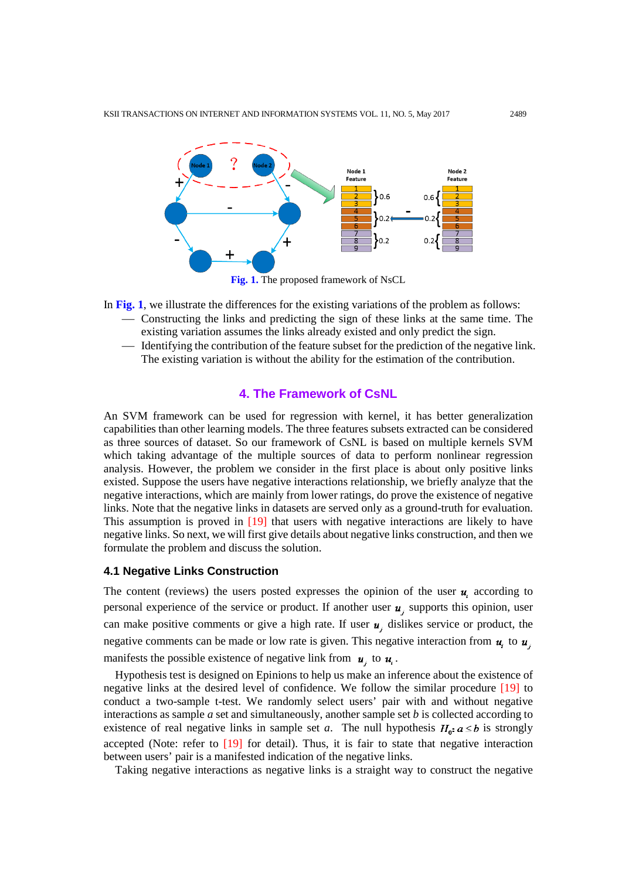Fig. 1. The proposed framework of NsCL

In **Fig. 1**, we illustrate the differences for the existing variations of the problem as follows:

- Constructing the links and predicting the sign of these links at the same time. The existing variation assumes the links already existed and only predict the sign.
- Identifying the contribution of the feature subset for the prediction of the negative link. The existing variation is without the ability for the estimation of the contribution.

## 4. The Framework of CsNL

An SVM framework can be used for regression with kernel, it has better generalization capabilities than other learning models. The three features subsets extracted can be considered as three sources of dataset. So our framework of CsNL is based on multiple kernels SVM which taking advantage of the multiple sources of data to perform nonlinear regression analysis. However, the problem we consider in the first place is about only positive links existed. Suppose the users have negative interactions relationship, we briefly analyze that the negative interactions, which are mainly from lower ratings, do prove the existence of negative links. Note that the negative links in datasets are served only as a ground-truth for evaluation. This assumption is proved in [19] that users with negative interactions are likely to have negative links. So next, we will first give details about negative links construction, and then we formulate the problem and discuss the solution.

### 4.1 Negative Links Construction

The content (reviews) the users posted expresses the opinion of the user $\boldsymbol{u}_i$ according to personal experience of the service or product. If another user $\boldsymbol{u}_j$ supports this opinion, user can make positive comments or give a high rate. If user $\boldsymbol{u}_j$ dislikes service or product, the negative comments can be made or low rate is given. This negative interaction from $\boldsymbol{u}_i$ to $\boldsymbol{u}_j$ manifests the possible existence of negative link from $\boldsymbol{u}_j$ to $\boldsymbol{u}_i$.

Hypothesis test is designed on Epinions to help us make an inference about the existence of negative links at the desired level of confidence. We follow the similar procedure [19] to conduct a two-sample t-test. We randomly select users' pair with and without negative interactions as sample *a* set and simultaneously, another sample set *b* is collected according to existence of real negative links in sample set *a*. The null hypothesis $H_0: a < b$ is strongly accepted (Note: refer to [19] for detail). Thus, it is fair to state that negative interaction between users' pair is a manifested indication of the negative links.

Taking negative interactions as negative links is a straight way to construct the negative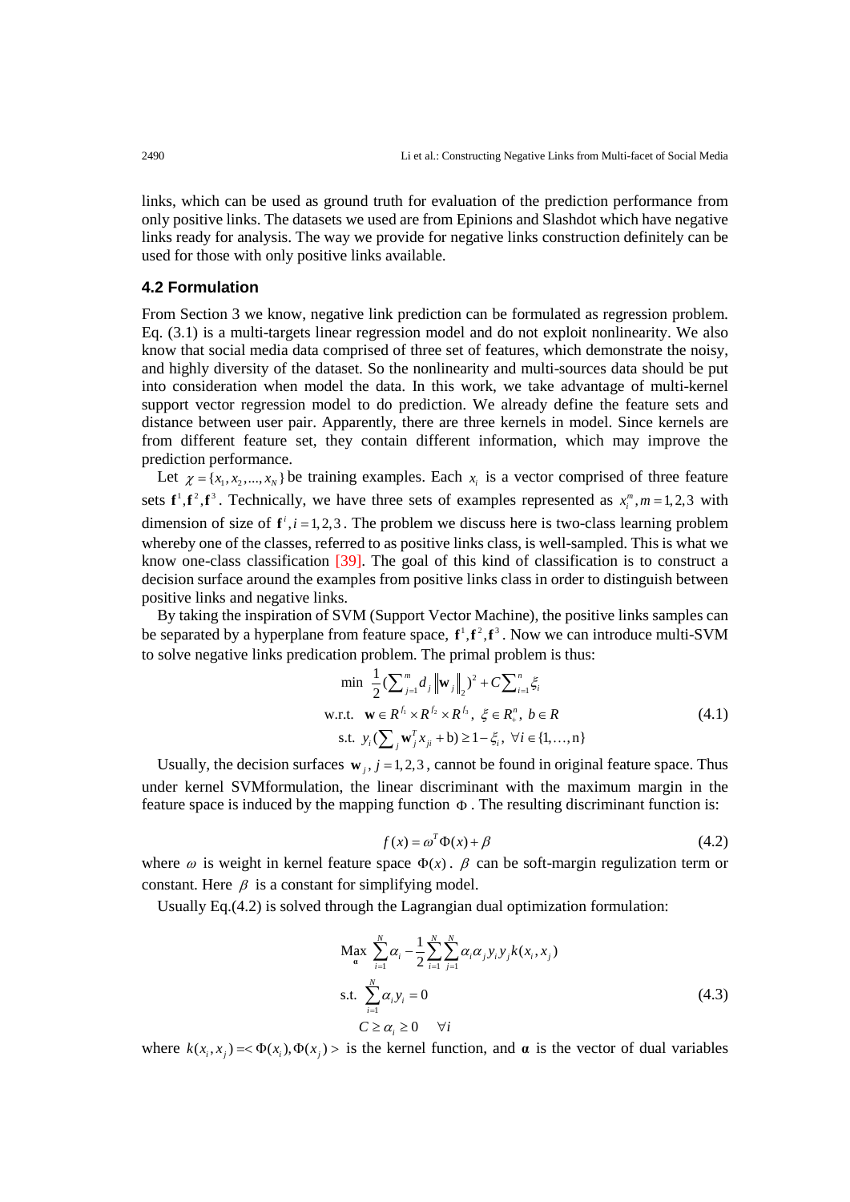links, which can be used as ground truth for evaluation of the prediction performance from only positive links. The datasets we used are from Epinions and Slashdot which have negative links ready for analysis. The way we provide for negative links construction definitely can be used for those with only positive links available.

### 4.2 Formulation

From Section 3 we know, negative link prediction can be formulated as regression problem. Eq. (3.1) is a multi-targets linear regression model and do not exploit nonlinearity. We also know that social media data comprised of three set of features, which demonstrate the noisy, and highly diversity of the dataset. So the nonlinearity and multi-sources data should be put into consideration when model the data. In this work, we take advantage of multi-kernel support vector regression model to do prediction. We already define the feature sets and distance between user pair. Apparently, there are three kernels in model. Since kernels are from different feature set, they contain different information, which may improve the prediction performance.

Let $\chi = \{x_1, x_2, ..., x_N\}$ be training examples. Each $x_i$ is a vector comprised of three feature sets $\mathbf{f}^1, \mathbf{f}^2, \mathbf{f}^3$. Technically, we have three sets of examples represented as $x_i^m, m = 1,2,3$ with dimension of size of $\mathbf{f}^i, i = 1,2,3$. The problem we discuss here is two-class learning problem whereby one of the classes, referred to as positive links class, is well-sampled. This is what we know one-class classification [39]. The goal of this kind of classification is to construct a decision surface around the examples from positive links class in order to distinguish between positive links and negative links.

By taking the inspiration of SVM (Support Vector Machine), the positive links samples can be separated by a hyperplane from feature space, $\mathbf{f}^1, \mathbf{f}^2, \mathbf{f}^3$. Now we can introduce multi-SVM to solve negative links predication problem. The primal problem is thus:

$$
\begin{aligned}
&\min \ \frac{1}{2}\left(\sum\nolimits_{j=1}^{m} d_j \left\|\mathbf{w}_j\right\|_2\right)^2 + C\sum\nolimits_{i=1}^{n} \xi_i \\
&\text{w.r.t.} \ \ \mathbf{w} \in R^{f_1} \times R^{f_2} \times R^{f_3}, \ \xi \in R_+^n, \ b \in R \\
&\text{s.t.} \ \ y_i\left(\sum\nolimits_j \mathbf{w}_j^T x_{ji} + \mathrm{b}\right) \geq 1 - \xi_i, \ \forall i \in \{1, \ldots, \mathrm{n}\}
\end{aligned}
\tag{4.1}
$$

Usually, the decision surfaces $\mathbf{w}_j, j = 1,2,3$, cannot be found in original feature space. Thus under kernel SVMformulation, the linear discriminant with the maximum margin in the feature space is induced by the mapping function $\Phi$. The resulting discriminant function is:

$$f(x) = \omega^T \Phi(x) + \beta \tag{4.2}$$

where $\omega$ is weight in kernel feature space $\Phi(x)$. $\beta$ can be soft-margin regulization term or constant. Here $\beta$ is a constant for simplifying model.

Usually Eq.(4.2) is solved through the Lagrangian dual optimization formulation:

$$
\begin{aligned}
&\max_{\boldsymbol{\alpha}} \ \sum_{i=1}^{N} \alpha_i - \frac{1}{2}\sum_{i=1}^{N}\sum_{j=1}^{N} \alpha_i \alpha_j y_i y_j k(x_i, x_j) \\
&\text{s.t.} \ \sum_{i=1}^{N} \alpha_i y_i = 0 \\
&\qquad C \geq \alpha_i \geq 0 \quad \forall i
\end{aligned}
\tag{4.3}
$$

where $k(x_i, x_j) = <\Phi(x_i), \Phi(x_j)>$ is the kernel function, and $\boldsymbol{\alpha}$ is the vector of dual variables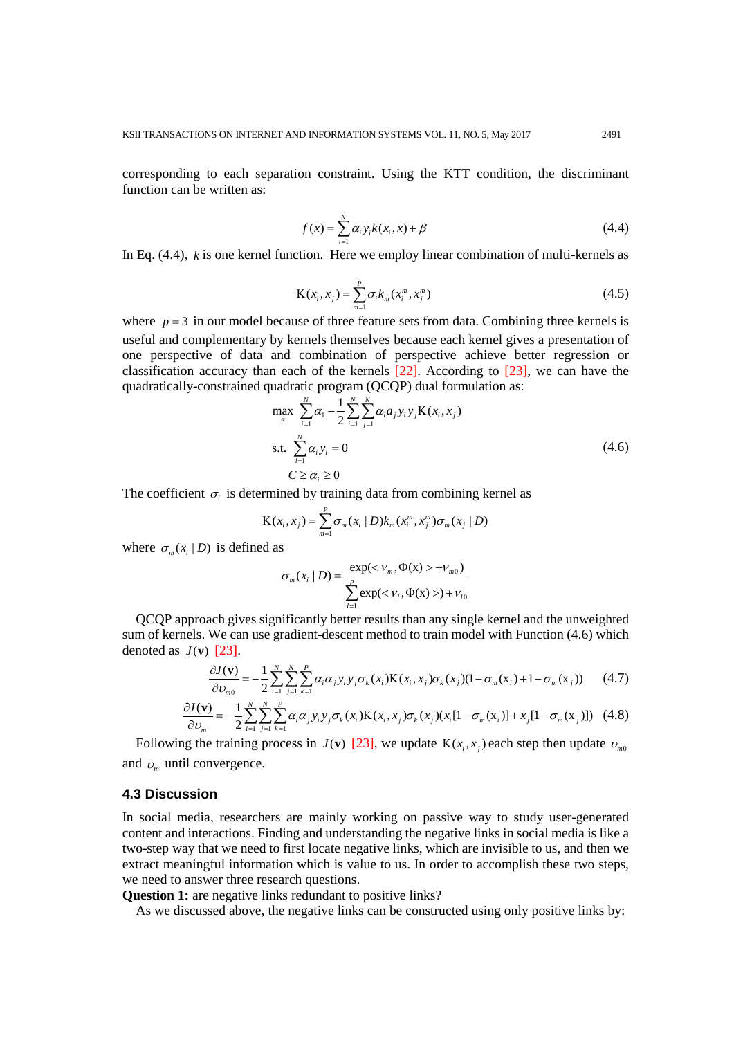corresponding to each separation constraint. Using the KTT condition, the discriminant function can be written as:

$$f(x) = \sum_{i=1}^{N} \alpha_i y_i k(x_i, x) + \beta \tag{4.4}$$

In Eq. (4.4), $k$ is one kernel function. Here we employ linear combination of multi-kernels as

$$\mathrm{K}(x_i, x_j) = \sum_{m=1}^{P} \sigma_i k_m(x_i^m, x_j^m) \tag{4.5}$$

where $p = 3$ in our model because of three feature sets from data. Combining three kernels is useful and complementary by kernels themselves because each kernel gives a presentation of one perspective of data and combination of perspective achieve better regression or classification accuracy than each of the kernels [22]. According to [23], we can have the quadratically-constrained quadratic program (QCQP) dual formulation as:

$$\begin{aligned} \max_{\boldsymbol{\alpha}} \ & \sum_{i=1}^{N} \alpha_1 - \frac{1}{2} \sum_{i=1}^{N} \sum_{j=1}^{N} \alpha_i a_j y_i y_j \mathrm{K}(x_i, x_j) \\ \text{s.t.} \ & \sum_{i=1}^{N} \alpha_i y_i = 0 \\ & C \geq \alpha_i \geq 0 \end{aligned} \tag{4.6}$$

The coefficient $\sigma_i$ is determined by training data from combining kernel as

$$\mathrm{K}(x_i, x_j) = \sum_{m=1}^{P} \sigma_m(x_i \mid D) k_m(x_i^m, x_j^m) \sigma_m(x_j \mid D)$$

where $\sigma_m(x_i \mid D)$ is defined as

$$\sigma_m(x_i \mid D) = \frac{\exp(<\nu_m, \Phi(\mathrm{x})> + \nu_{m0})}{\sum_{l=1}^{p} \exp(<\nu_l, \Phi(\mathrm{x})>) + \nu_{l0}}$$

QCQP approach gives significantly better results than any single kernel and the unweighted sum of kernels. We can use gradient-descent method to train model with Function (4.6) which denoted as $J(\mathbf{v})$ [23].

$$\frac{\partial J(\mathbf{v})}{\partial \upsilon_{m0}} = -\frac{1}{2} \sum_{i=1}^{N} \sum_{j=1}^{N} \sum_{k=1}^{P} \alpha_i \alpha_j y_i y_j \sigma_k(x_i) \mathrm{K}(x_i, x_j) \sigma_k(x_j)(1 - \sigma_m(\mathrm{x}_i) + 1 - \sigma_m(\mathrm{x}_j)) \tag{4.7}$$

$$\frac{\partial J(\mathbf{v})}{\partial \upsilon_m} = -\frac{1}{2} \sum_{i=1}^{N} \sum_{j=1}^{N} \sum_{k=1}^{P} \alpha_i \alpha_j y_i y_j \sigma_k(x_i) \mathrm{K}(x_i, x_j) \sigma_k(x_j)(x_i[1 - \sigma_m(\mathrm{x}_i)] + x_j[1 - \sigma_m(\mathrm{x}_j)]) \tag{4.8}$$

Following the training process in $J(\mathbf{v})$ [23], we update $\mathrm{K}(x_i, x_j)$ each step then update $\upsilon_{m0}$ and $\upsilon_m$ until convergence.

### 4.3 Discussion

In social media, researchers are mainly working on passive way to study user-generated content and interactions. Finding and understanding the negative links in social media is like a two-step way that we need to first locate negative links, which are invisible to us, and then we extract meaningful information which is value to us. In order to accomplish these two steps, we need to answer three research questions.

**Question 1:** are negative links redundant to positive links?

As we discussed above, the negative links can be constructed using only positive links by: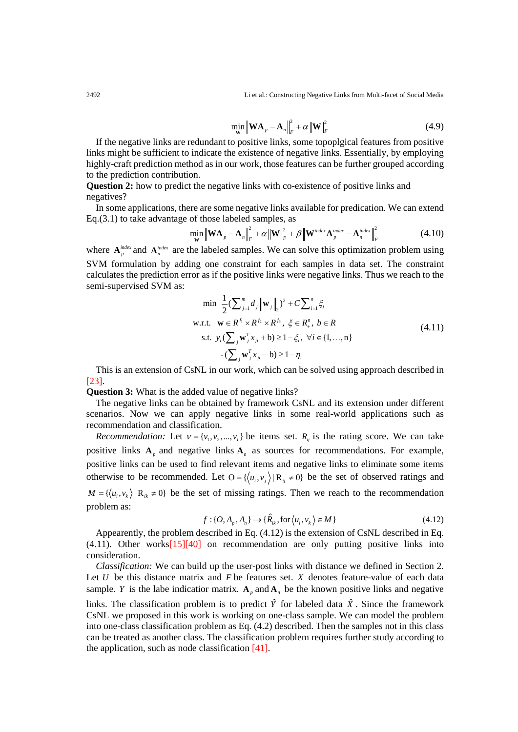$$\min_{\mathbf{W}} \left\| \mathbf{W}\mathbf{A}_p - \mathbf{A}_n \right\|_F^2 + \alpha \left\| \mathbf{W} \right\|_F^2 \tag{4.9}$$

If the negative links are redundant to positive links, some topoplgical features from positive links might be sufficient to indicate the existence of negative links. Essentially, by employing highly-craft prediction method as in our work, those features can be further grouped according to the prediction contribution.

**Question 2:** how to predict the negative links with co-existence of positive links and negatives?

In some applications, there are some negative links available for predication. We can extend Eq.(3.1) to take advantage of those labeled samples, as

$$\min_{\mathbf{W}} \left\| \mathbf{W}\mathbf{A}_p - \mathbf{A}_n \right\|_F^2 + \alpha \left\| \mathbf{W} \right\|_F^2 + \beta \left\| \mathbf{W}^{index} \mathbf{A}_p^{index} - \mathbf{A}_n^{index} \right\|_F^2 \tag{4.10}$$

where $\mathbf{A}_p^{index}$ and $\mathbf{A}_n^{index}$ are the labeled samples. We can solve this optimization problem using SVM formulation by adding one constraint for each samples in data set. The constraint calculates the prediction error as if the positive links were negative links. Thus we reach to the semi-supervised SVM as:

$$\begin{aligned} \min \ & \frac{1}{2}\left(\sum\nolimits_{j=1}^{m} d_j \left\| \mathbf{w}_j \right\|_2\right)^2 + C\sum\nolimits_{i=1}^{n} \xi_i \\ \text{w.r.t.} \ & \mathbf{w} \in R^{f_1} \times R^{f_2} \times R^{f_3}, \ \xi \in R_+^n, \ b \in R \\ \text{s.t.} \ & y_i\left(\sum\nolimits_j \mathbf{w}_j^T x_{ji} + \mathrm{b}\right) \geq 1 - \xi_i, \ \forall i \in \{1, \ldots, \mathrm{n}\} \\ & -\left(\sum\nolimits_j \mathbf{w}_j^T x_{ji} - \mathrm{b}\right) \geq 1 - \eta_i \end{aligned} \tag{4.11}$$

This is an extension of CsNL in our work, which can be solved using approach described in [23].

**Question 3:** What is the added value of negative links?

The negative links can be obtained by framework CsNL and its extension under different scenarios. Now we can apply negative links in some real-world applications such as recommendation and classification.

*Recommendation:* Let $V = \{v_1, v_2, ..., v_I\}$ be items set. $R_{ij}$ is the rating score. We can take positive links $\mathbf{A}_p$ and negative links $\mathbf{A}_n$ as sources for recommendations. For example, positive links can be used to find relevant items and negative links to eliminate some items otherwise to be recommended. Let $\mathrm{O} = \{\langle u_i, v_j \rangle \mid \mathrm{R}_{ij} \neq 0\}$ be the set of observed ratings and $M = \{\langle u_i, v_k \rangle \mid \mathrm{R}_{ik} \neq 0\}$ be the set of missing ratings. Then we reach to the recommendation problem as:

$$f : \{O, A_p, A_n\} \rightarrow \{\hat{R}_{ik}, \text{for} \langle u_i, v_k \rangle \in M\} \tag{4.12}$$

Appearently, the problem described in Eq. (4.12) is the extension of CsNL described in Eq. (4.11). Other works[15][40] on recommendation are only putting positive links into consideration.

*Classification:* We can build up the user-post links with distance we defined in Section 2. Let $U$ be this distance matrix and $F$ be features set. $X$ denotes feature-value of each data sample. $Y$ is the labe indicatior matrix. $\mathbf{A}_p$ and $\mathbf{A}_n$ be the known positive links and negative links. The classification problem is to predict $\hat{Y}$ for labeled data $\hat{X}$. Since the framework CsNL we proposed in this work is working on one-class sample. We can model the problem into one-class classification problem as Eq. (4.2) described. Then the samples not in this class can be treated as another class. The classification problem requires further study according to the application, such as node classification [41].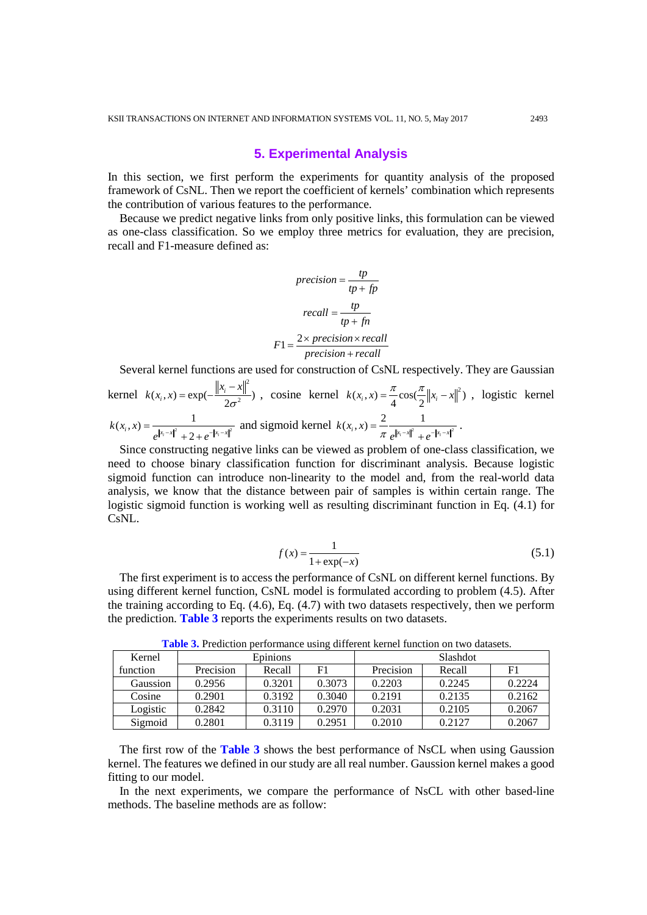## 5. Experimental Analysis

In this section, we first perform the experiments for quantity analysis of the proposed framework of CsNL. Then we report the coefficient of kernels' combination which represents the contribution of various features to the performance.

Because we predict negative links from only positive links, this formulation can be viewed as one-class classification. So we employ three metrics for evaluation, they are precision, recall and F1-measure defined as:

$$precision = \frac{tp}{tp + fp}$$

$$recall = \frac{tp}{tp + fn}$$

$$F1 = \frac{2 \times precision \times recall}{precision + recall}$$

Several kernel functions are used for construction of CsNL respectively. They are Gaussian kernel $k(x_i, x) = \exp(-\frac{\|x_i - x\|^2}{2\sigma^2})$, cosine kernel $k(x_i, x) = \frac{\pi}{4}\cos(\frac{\pi}{2}\|x_i - x\|^2)$, logistic kernel $k(x_i, x) = \frac{1}{e^{\|x_i - x\|^2} + 2 + e^{-\|x_i - x\|^2}}$ and sigmoid kernel $k(x_i, x) = \frac{2}{\pi}\frac{1}{e^{\|x_i - x\|^2} + e^{-\|x_i - x\|^2}}$.

Since constructing negative links can be viewed as problem of one-class classification, we need to choose binary classification function for discriminant analysis. Because logistic sigmoid function can introduce non-linearity to the model and, from the real-world data analysis, we know that the distance between pair of samples is within certain range. The logistic sigmoid function is working well as resulting discriminant function in Eq. (4.1) for CsNL.

$$f(x) = \frac{1}{1 + \exp(-x)} \tag{5.1}$$

The first experiment is to access the performance of CsNL on different kernel functions. By using different kernel function, CsNL model is formulated according to problem (4.5). After the training according to Eq. (4.6), Eq. (4.7) with two datasets respectively, then we perform the prediction. **Table 3** reports the experiments results on two datasets.

**Table 3.** Prediction performance using different kernel function on two datasets.

| Kernel function | Epinions | | | Slashdot | | |
|---|---|---|---|---|---|---|
| | Precision | Recall | F1 | Precision | Recall | F1 |
| Gaussion | 0.2956 | 0.3201 | 0.3073 | 0.2203 | 0.2245 | 0.2224 |
| Cosine | 0.2901 | 0.3192 | 0.3040 | 0.2191 | 0.2135 | 0.2162 |
| Logistic | 0.2842 | 0.3110 | 0.2970 | 0.2031 | 0.2105 | 0.2067 |
| Sigmoid | 0.2801 | 0.3119 | 0.2951 | 0.2010 | 0.2127 | 0.2067 |

The first row of the **Table 3** shows the best performance of NsCL when using Gaussion kernel. The features we defined in our study are all real number. Gaussion kernel makes a good fitting to our model.

In the next experiments, we compare the performance of NsCL with other based-line methods. The baseline methods are as follow: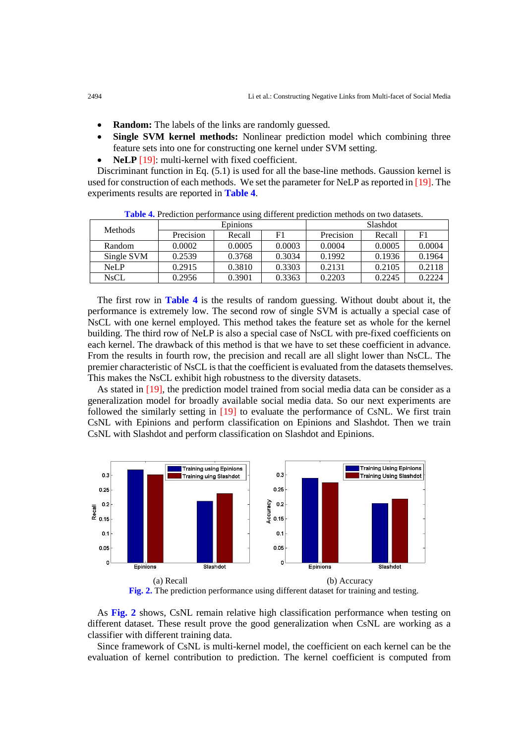- **Random:** The labels of the links are randomly guessed.
- **Single SVM kernel methods:** Nonlinear prediction model which combining three feature sets into one for constructing one kernel under SVM setting.
- **NeLP** [19]: multi-kernel with fixed coefficient.

Discriminant function in Eq. (5.1) is used for all the base-line methods. Gaussion kernel is used for construction of each methods. We set the parameter for NeLP as reported in [19]. The experiments results are reported in **Table 4**.

**Table 4.** Prediction performance using different prediction methods on two datasets.

| Methods | Epinions | | | Slashdot | | |
|---|---|---|---|---|---|---|
| | Precision | Recall | F1 | Precision | Recall | F1 |
| Random | 0.0002 | 0.0005 | 0.0003 | 0.0004 | 0.0005 | 0.0004 |
| Single SVM | 0.2539 | 0.3768 | 0.3034 | 0.1992 | 0.1936 | 0.1964 |
| NeLP | 0.2915 | 0.3810 | 0.3303 | 0.2131 | 0.2105 | 0.2118 |
| NsCL | 0.2956 | 0.3901 | 0.3363 | 0.2203 | 0.2245 | 0.2224 |

The first row in **Table 4** is the results of random guessing. Without doubt about it, the performance is extremely low. The second row of single SVM is actually a special case of NsCL with one kernel employed. This method takes the feature set as whole for the kernel building. The third row of NeLP is also a special case of NsCL with pre-fixed coefficients on each kernel. The drawback of this method is that we have to set these coefficient in advance. From the results in fourth row, the precision and recall are all slight lower than NsCL. The premier characteristic of NsCL is that the coefficient is evaluated from the datasets themselves. This makes the NsCL exhibit high robustness to the diversity datasets.

As stated in [19], the prediction model trained from social media data can be consider as a generalization model for broadly available social media data. So our next experiments are followed the similarly setting in [19] to evaluate the performance of CsNL. We first train CsNL with Epinions and perform classification on Epinions and Slashdot. Then we train CsNL with Slashdot and perform classification on Slashdot and Epinions.

(a) Recall (b) Accuracy

**Fig. 2.** The prediction performance using different dataset for training and testing.

As **Fig. 2** shows, CsNL remain relative high classification performance when testing on different dataset. These result prove the good generalization when CsNL are working as a classifier with different training data.

Since framework of CsNL is multi-kernel model, the coefficient on each kernel can be the evaluation of kernel contribution to prediction. The kernel coefficient is computed from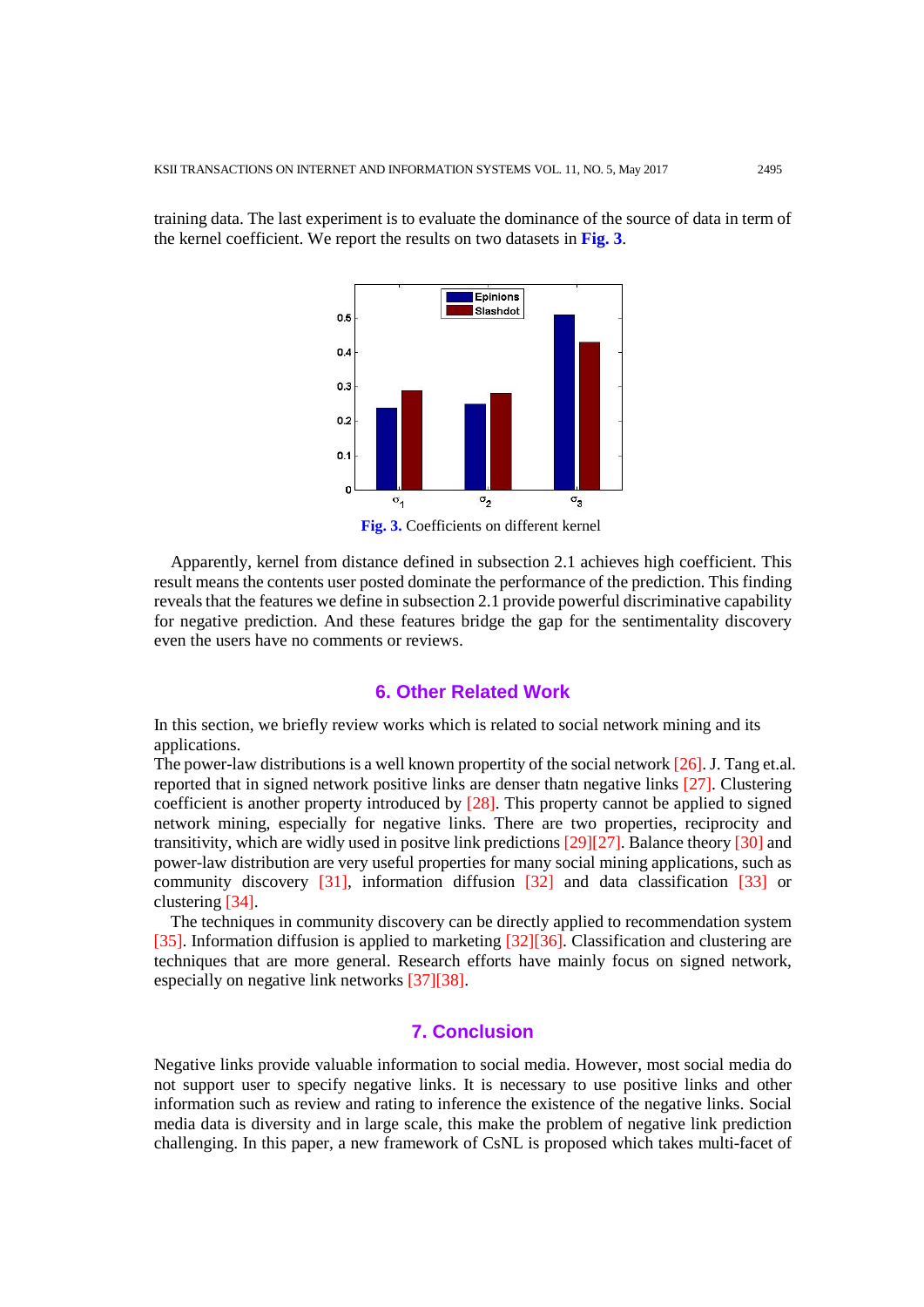training data. The last experiment is to evaluate the dominance of the source of data in term of the kernel coefficient. We report the results on two datasets in **Fig. 3**.

**Fig. 3.** Coefficients on different kernel

Apparently, kernel from distance defined in subsection 2.1 achieves high coefficient. This result means the contents user posted dominate the performance of the prediction. This finding reveals that the features we define in subsection 2.1 provide powerful discriminative capability for negative prediction. And these features bridge the gap for the sentimentality discovery even the users have no comments or reviews.

## 6. Other Related Work

In this section, we briefly review works which is related to social network mining and its applications.

The power-law distributions is a well known propertity of the social network [26]. J. Tang et.al. reported that in signed network positive links are denser thatn negative links [27]. Clustering coefficient is another property introduced by [28]. This property cannot be applied to signed network mining, especially for negative links. There are two properties, reciprocity and transitivity, which are widly used in positve link predictions [29][27]. Balance theory [30] and power-law distribution are very useful properties for many social mining applications, such as community discovery [31], information diffusion [32] and data classification [33] or clustering [34].

The techniques in community discovery can be directly applied to recommendation system [35]. Information diffusion is applied to marketing [32][36]. Classification and clustering are techniques that are more general. Research efforts have mainly focus on signed network, especially on negative link networks [37][38].

## 7. Conclusion

Negative links provide valuable information to social media. However, most social media do not support user to specify negative links. It is necessary to use positive links and other information such as review and rating to inference the existence of the negative links. Social media data is diversity and in large scale, this make the problem of negative link prediction challenging. In this paper, a new framework of CsNL is proposed which takes multi-facet of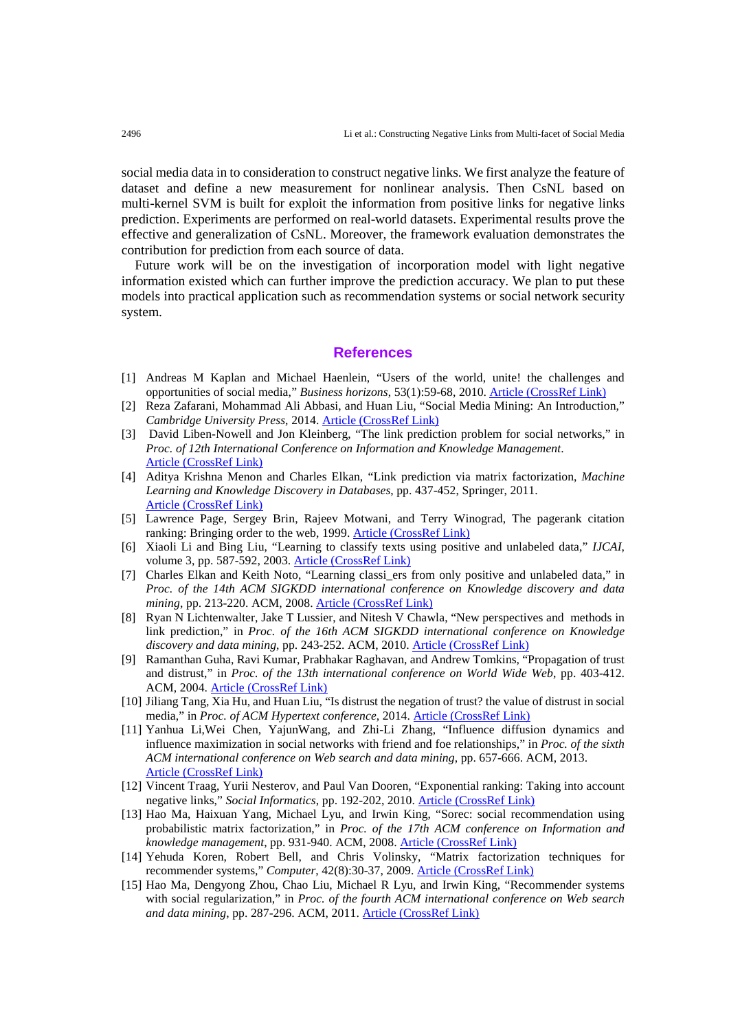social media data in to consideration to construct negative links. We first analyze the feature of dataset and define a new measurement for nonlinear analysis. Then CsNL based on multi-kernel SVM is built for exploit the information from positive links for negative links prediction. Experiments are performed on real-world datasets. Experimental results prove the effective and generalization of CsNL. Moreover, the framework evaluation demonstrates the contribution for prediction from each source of data.

Future work will be on the investigation of incorporation model with light negative information existed which can further improve the prediction accuracy. We plan to put these models into practical application such as recommendation systems or social network security system.

## References

[1] Andreas M Kaplan and Michael Haenlein, "Users of the world, unite! the challenges and opportunities of social media," *Business horizons*, 53(1):59-68, 2010. Article (CrossRef Link)

[2] Reza Zafarani, Mohammad Ali Abbasi, and Huan Liu, "Social Media Mining: An Introduction," *Cambridge University Press*, 2014. Article (CrossRef Link)

[3] David Liben-Nowell and Jon Kleinberg, "The link prediction problem for social networks," in *Proc. of 12th International Conference on Information and Knowledge Management*. Article (CrossRef Link)

[4] Aditya Krishna Menon and Charles Elkan, "Link prediction via matrix factorization, *Machine Learning and Knowledge Discovery in Databases*, pp. 437-452, Springer, 2011. Article (CrossRef Link)

[5] Lawrence Page, Sergey Brin, Rajeev Motwani, and Terry Winograd, The pagerank citation ranking: Bringing order to the web, 1999. Article (CrossRef Link)

[6] Xiaoli Li and Bing Liu, "Learning to classify texts using positive and unlabeled data," *IJCAI*, volume 3, pp. 587-592, 2003. Article (CrossRef Link)

[7] Charles Elkan and Keith Noto, "Learning classi_ers from only positive and unlabeled data," in *Proc. of the 14th ACM SIGKDD international conference on Knowledge discovery and data mining*, pp. 213-220. ACM, 2008. Article (CrossRef Link)

[8] Ryan N Lichtenwalter, Jake T Lussier, and Nitesh V Chawla, "New perspectives and methods in link prediction," in *Proc. of the 16th ACM SIGKDD international conference on Knowledge discovery and data mining*, pp. 243-252. ACM, 2010. Article (CrossRef Link)

[9] Ramanthan Guha, Ravi Kumar, Prabhakar Raghavan, and Andrew Tomkins, "Propagation of trust and distrust," in *Proc. of the 13th international conference on World Wide Web*, pp. 403-412. ACM, 2004. Article (CrossRef Link)

[10] Jiliang Tang, Xia Hu, and Huan Liu, "Is distrust the negation of trust? the value of distrust in social media," in *Proc. of ACM Hypertext conference*, 2014. Article (CrossRef Link)

[11] Yanhua Li,Wei Chen, YajunWang, and Zhi-Li Zhang, "Influence diffusion dynamics and influence maximization in social networks with friend and foe relationships," in *Proc. of the sixth ACM international conference on Web search and data mining*, pp. 657-666. ACM, 2013. Article (CrossRef Link)

[12] Vincent Traag, Yurii Nesterov, and Paul Van Dooren, "Exponential ranking: Taking into account negative links," *Social Informatics*, pp. 192-202, 2010. Article (CrossRef Link)

[13] Hao Ma, Haixuan Yang, Michael Lyu, and Irwin King, "Sorec: social recommendation using probabilistic matrix factorization," in *Proc. of the 17th ACM conference on Information and knowledge management*, pp. 931-940. ACM, 2008. Article (CrossRef Link)

[14] Yehuda Koren, Robert Bell, and Chris Volinsky, "Matrix factorization techniques for recommender systems," *Computer*, 42(8):30-37, 2009. Article (CrossRef Link)

[15] Hao Ma, Dengyong Zhou, Chao Liu, Michael R Lyu, and Irwin King, "Recommender systems with social regularization," in *Proc. of the fourth ACM international conference on Web search and data mining*, pp. 287-296. ACM, 2011. Article (CrossRef Link)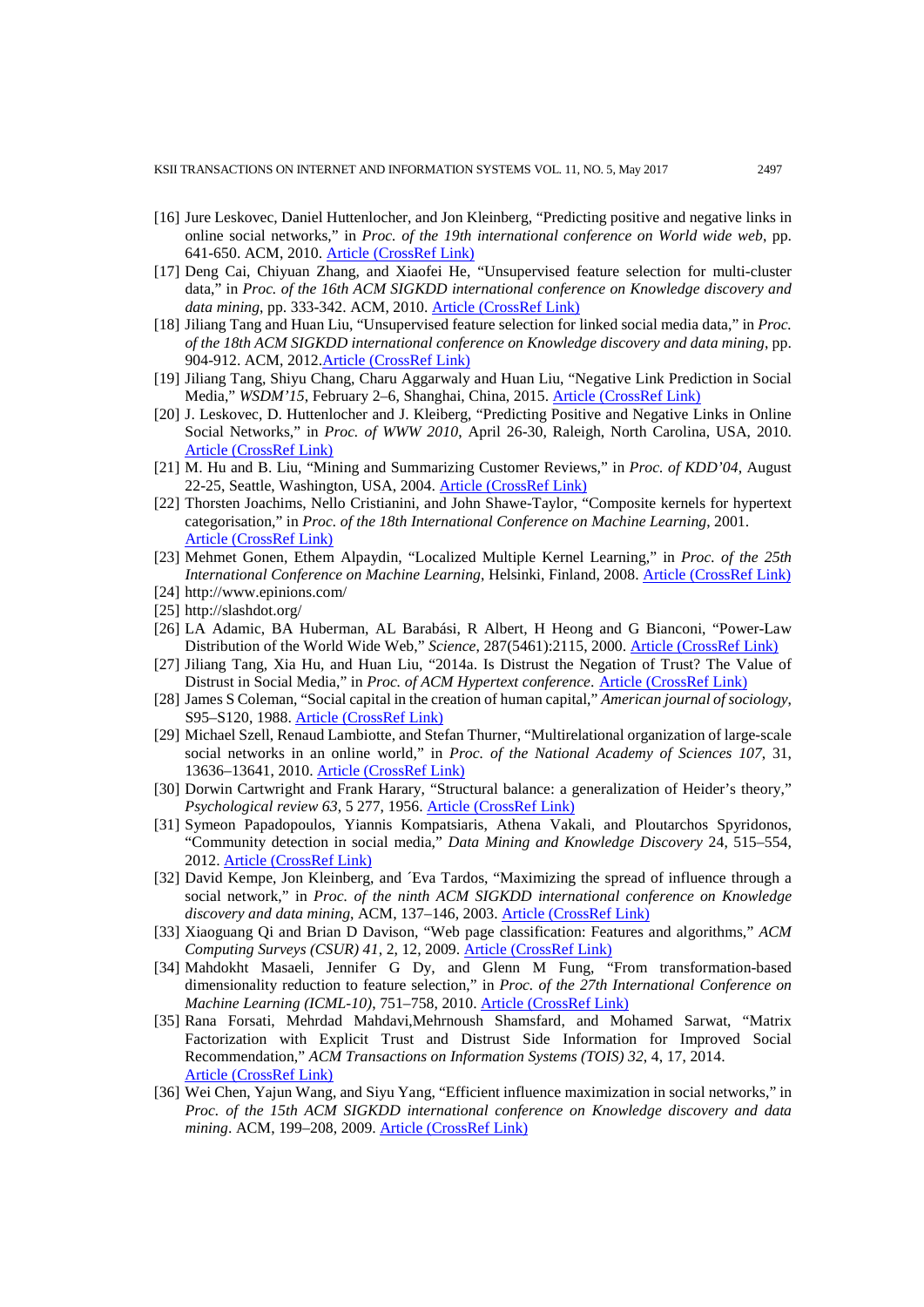[16] Jure Leskovec, Daniel Huttenlocher, and Jon Kleinberg, "Predicting positive and negative links in online social networks," in *Proc. of the 19th international conference on World wide web*, pp. 641-650. ACM, 2010. Article (CrossRef Link)

[17] Deng Cai, Chiyuan Zhang, and Xiaofei He, "Unsupervised feature selection for multi-cluster data," in *Proc. of the 16th ACM SIGKDD international conference on Knowledge discovery and data mining*, pp. 333-342. ACM, 2010. Article (CrossRef Link)

[18] Jiliang Tang and Huan Liu, "Unsupervised feature selection for linked social media data," in *Proc. of the 18th ACM SIGKDD international conference on Knowledge discovery and data mining*, pp. 904-912. ACM, 2012.Article (CrossRef Link)

[19] Jiliang Tang, Shiyu Chang, Charu Aggarwaly and Huan Liu, "Negative Link Prediction in Social Media," *WSDM'15*, February 2–6, Shanghai, China, 2015. Article (CrossRef Link)

[20] J. Leskovec, D. Huttenlocher and J. Kleiberg, "Predicting Positive and Negative Links in Online Social Networks," in *Proc. of WWW 2010*, April 26-30, Raleigh, North Carolina, USA, 2010. Article (CrossRef Link)

[21] M. Hu and B. Liu, "Mining and Summarizing Customer Reviews," in *Proc. of KDD'04*, August 22-25, Seattle, Washington, USA, 2004. Article (CrossRef Link)

[22] Thorsten Joachims, Nello Cristianini, and John Shawe-Taylor, "Composite kernels for hypertext categorisation," in *Proc. of the 18th International Conference on Machine Learning*, 2001. Article (CrossRef Link)

[23] Mehmet Gonen, Ethem Alpaydin, "Localized Multiple Kernel Learning," in *Proc. of the 25th International Conference on Machine Learning*, Helsinki, Finland, 2008. Article (CrossRef Link)

[24] http://www.epinions.com/

[25] http://slashdot.org/

[26] LA Adamic, BA Huberman, AL Barabási, R Albert, H Heong and G Bianconi, "Power-Law Distribution of the World Wide Web," *Science*, 287(5461):2115, 2000. Article (CrossRef Link)

[27] Jiliang Tang, Xia Hu, and Huan Liu, "2014a. Is Distrust the Negation of Trust? The Value of Distrust in Social Media," in *Proc. of ACM Hypertext conference*. Article (CrossRef Link)

[28] James S Coleman, "Social capital in the creation of human capital," *American journal of sociology*, S95–S120, 1988. Article (CrossRef Link)

[29] Michael Szell, Renaud Lambiotte, and Stefan Thurner, "Multirelational organization of large-scale social networks in an online world," in *Proc. of the National Academy of Sciences 107*, 31, 13636–13641, 2010. Article (CrossRef Link)

[30] Dorwin Cartwright and Frank Harary, "Structural balance: a generalization of Heider's theory," *Psychological review 63*, 5 277, 1956. Article (CrossRef Link)

[31] Symeon Papadopoulos, Yiannis Kompatsiaris, Athena Vakali, and Ploutarchos Spyridonos, "Community detection in social media," *Data Mining and Knowledge Discovery* 24, 515–554, 2012. Article (CrossRef Link)

[32] David Kempe, Jon Kleinberg, and ´Eva Tardos, "Maximizing the spread of influence through a social network," in *Proc. of the ninth ACM SIGKDD international conference on Knowledge discovery and data mining*, ACM, 137–146, 2003. Article (CrossRef Link)

[33] Xiaoguang Qi and Brian D Davison, "Web page classification: Features and algorithms," *ACM Computing Surveys (CSUR) 41*, 2, 12, 2009. Article (CrossRef Link)

[34] Mahdokht Masaeli, Jennifer G Dy, and Glenn M Fung, "From transformation-based dimensionality reduction to feature selection," in *Proc. of the 27th International Conference on Machine Learning (ICML-10)*, 751–758, 2010. Article (CrossRef Link)

[35] Rana Forsati, Mehrdad Mahdavi,Mehrnoush Shamsfard, and Mohamed Sarwat, "Matrix Factorization with Explicit Trust and Distrust Side Information for Improved Social Recommendation," *ACM Transactions on Information Systems (TOIS) 32*, 4, 17, 2014. Article (CrossRef Link)

[36] Wei Chen, Yajun Wang, and Siyu Yang, "Efficient influence maximization in social networks," in *Proc. of the 15th ACM SIGKDD international conference on Knowledge discovery and data mining*. ACM, 199–208, 2009. Article (CrossRef Link)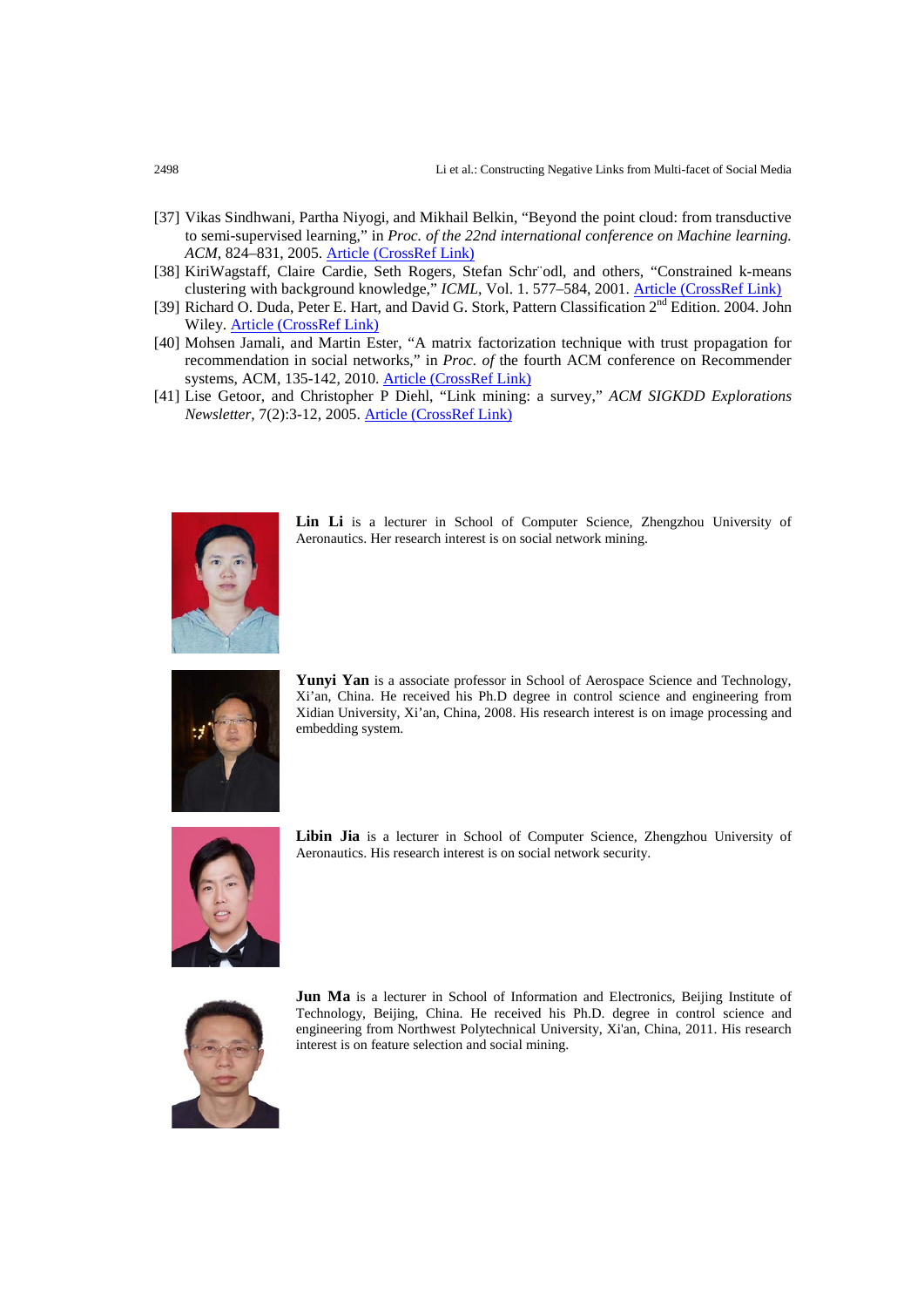[37] Vikas Sindhwani, Partha Niyogi, and Mikhail Belkin, "Beyond the point cloud: from transductive to semi-supervised learning," in *Proc. of the 22nd international conference on Machine learning. ACM*, 824–831, 2005. Article (CrossRef Link)

[38] KiriWagstaff, Claire Cardie, Seth Rogers, Stefan Schr¨odl, and others, "Constrained k-means clustering with background knowledge," *ICML*, Vol. 1. 577–584, 2001. Article (CrossRef Link)

[39] Richard O. Duda, Peter E. Hart, and David G. Stork, Pattern Classification 2nd Edition. 2004. John Wiley. Article (CrossRef Link)

[40] Mohsen Jamali, and Martin Ester, "A matrix factorization technique with trust propagation for recommendation in social networks," in *Proc. of* the fourth ACM conference on Recommender systems, ACM, 135-142, 2010. Article (CrossRef Link)

[41] Lise Getoor, and Christopher P Diehl, "Link mining: a survey," *ACM SIGKDD Explorations Newsletter*, 7(2):3-12, 2005. Article (CrossRef Link)

**Lin Li** is a lecturer in School of Computer Science, Zhengzhou University of Aeronautics. Her research interest is on social network mining.

**Yunyi Yan** is a associate professor in School of Aerospace Science and Technology, Xi'an, China. He received his Ph.D degree in control science and engineering from Xidian University, Xi'an, China, 2008. His research interest is on image processing and embedding system.

**Libin Jia** is a lecturer in School of Computer Science, Zhengzhou University of Aeronautics. His research interest is on social network security.

**Jun Ma** is a lecturer in School of Information and Electronics, Beijing Institute of Technology, Beijing, China. He received his Ph.D. degree in control science and engineering from Northwest Polytechnical University, Xi'an, China, 2011. His research interest is on feature selection and social mining.